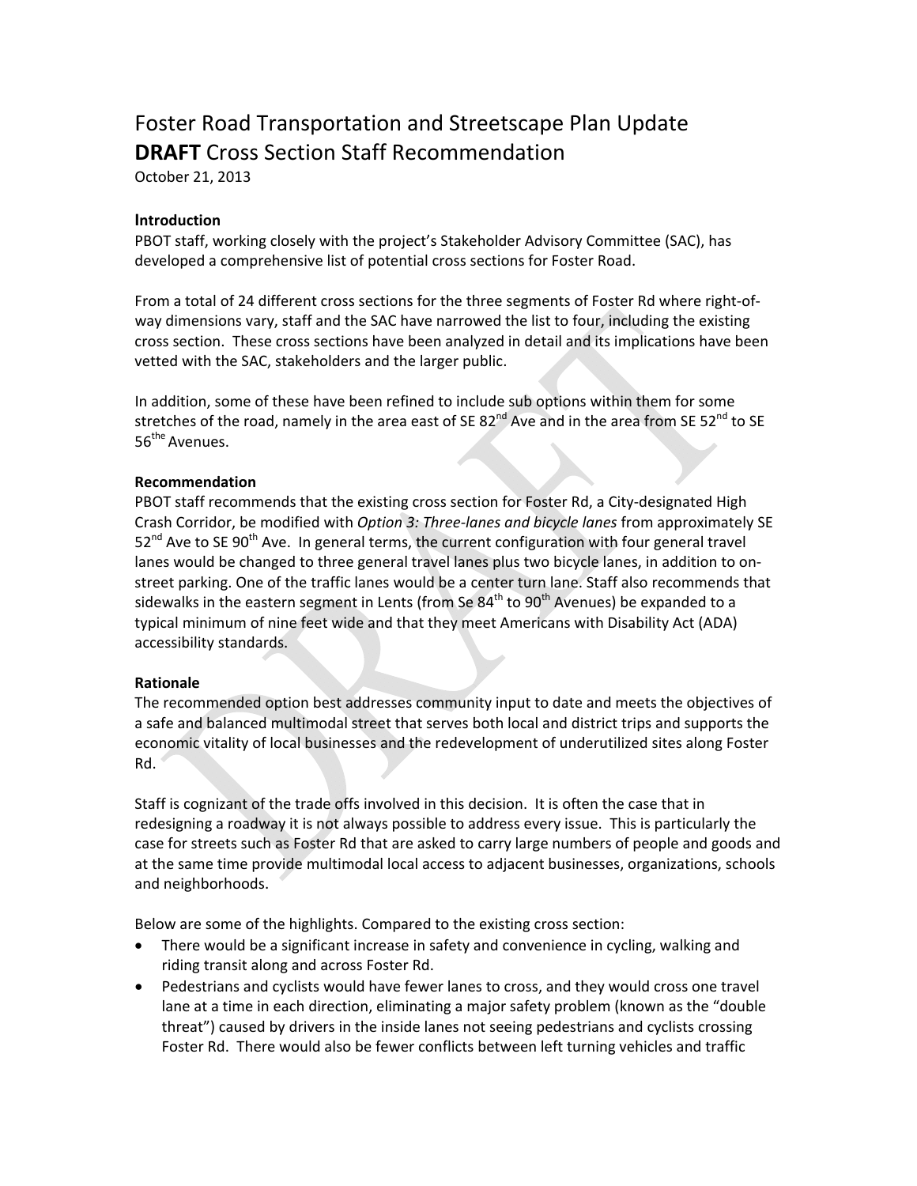# Foster Road Transportation and Streetscape Plan Update
# **DRAFT** Cross Section Staff Recommendation

October 21, 2013

### Introduction

PBOT staff, working closely with the project's Stakeholder Advisory Committee (SAC), has developed a comprehensive list of potential cross sections for Foster Road.

From a total of 24 different cross sections for the three segments of Foster Rd where right-of-way dimensions vary, staff and the SAC have narrowed the list to four, including the existing cross section. These cross sections have been analyzed in detail and its implications have been vetted with the SAC, stakeholders and the larger public.

In addition, some of these have been refined to include sub options within them for some stretches of the road, namely in the area east of SE 82nd Ave and in the area from SE 52nd to SE 56the Avenues.

### Recommendation

PBOT staff recommends that the existing cross section for Foster Rd, a City-designated High Crash Corridor, be modified with *Option 3: Three-lanes and bicycle lanes* from approximately SE 52nd Ave to SE 90th Ave. In general terms, the current configuration with four general travel lanes would be changed to three general travel lanes plus two bicycle lanes, in addition to on-street parking. One of the traffic lanes would be a center turn lane. Staff also recommends that sidewalks in the eastern segment in Lents (from Se 84th to 90th Avenues) be expanded to a typical minimum of nine feet wide and that they meet Americans with Disability Act (ADA) accessibility standards.

### Rationale

The recommended option best addresses community input to date and meets the objectives of a safe and balanced multimodal street that serves both local and district trips and supports the economic vitality of local businesses and the redevelopment of underutilized sites along Foster Rd.

Staff is cognizant of the trade offs involved in this decision. It is often the case that in redesigning a roadway it is not always possible to address every issue. This is particularly the case for streets such as Foster Rd that are asked to carry large numbers of people and goods and at the same time provide multimodal local access to adjacent businesses, organizations, schools and neighborhoods.

Below are some of the highlights. Compared to the existing cross section:

- There would be a significant increase in safety and convenience in cycling, walking and riding transit along and across Foster Rd.
- Pedestrians and cyclists would have fewer lanes to cross, and they would cross one travel lane at a time in each direction, eliminating a major safety problem (known as the "double threat") caused by drivers in the inside lanes not seeing pedestrians and cyclists crossing Foster Rd. There would also be fewer conflicts between left turning vehicles and traffic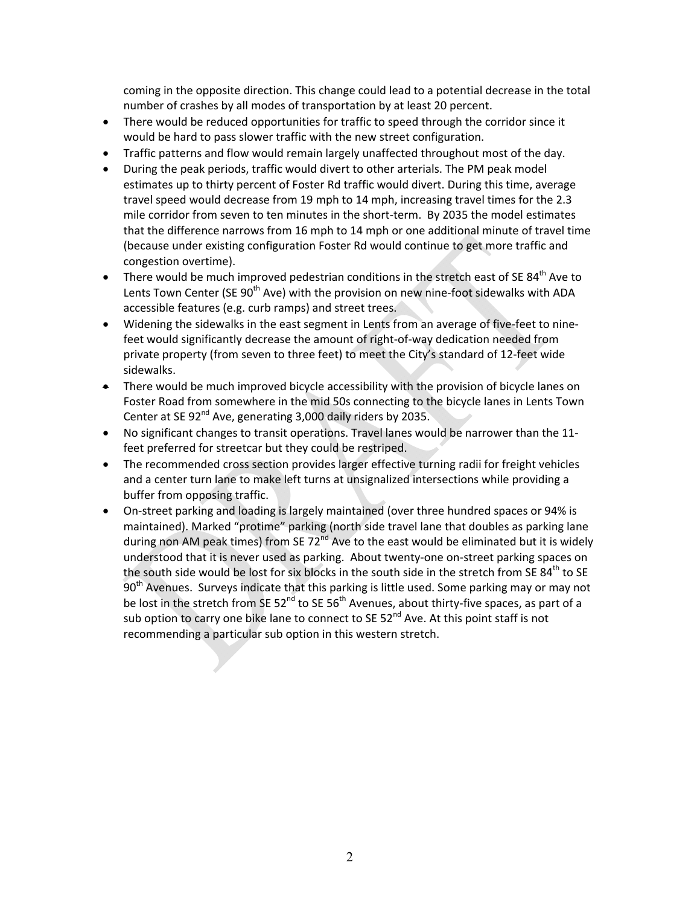coming in the opposite direction. This change could lead to a potential decrease in the total number of crashes by all modes of transportation by at least 20 percent.

- There would be reduced opportunities for traffic to speed through the corridor since it would be hard to pass slower traffic with the new street configuration.
- Traffic patterns and flow would remain largely unaffected throughout most of the day.
- During the peak periods, traffic would divert to other arterials. The PM peak model estimates up to thirty percent of Foster Rd traffic would divert. During this time, average travel speed would decrease from 19 mph to 14 mph, increasing travel times for the 2.3 mile corridor from seven to ten minutes in the short-term. By 2035 the model estimates that the difference narrows from 16 mph to 14 mph or one additional minute of travel time (because under existing configuration Foster Rd would continue to get more traffic and congestion overtime).
- There would be much improved pedestrian conditions in the stretch east of SE 84th Ave to Lents Town Center (SE 90th Ave) with the provision on new nine-foot sidewalks with ADA accessible features (e.g. curb ramps) and street trees.
- Widening the sidewalks in the east segment in Lents from an average of five-feet to nine-feet would significantly decrease the amount of right-of-way dedication needed from private property (from seven to three feet) to meet the City's standard of 12-feet wide sidewalks.
- There would be much improved bicycle accessibility with the provision of bicycle lanes on Foster Road from somewhere in the mid 50s connecting to the bicycle lanes in Lents Town Center at SE 92nd Ave, generating 3,000 daily riders by 2035.
- No significant changes to transit operations. Travel lanes would be narrower than the 11-feet preferred for streetcar but they could be restriped.
- The recommended cross section provides larger effective turning radii for freight vehicles and a center turn lane to make left turns at unsignalized intersections while providing a buffer from opposing traffic.
- On-street parking and loading is largely maintained (over three hundred spaces or 94% is maintained). Marked "protime" parking (north side travel lane that doubles as parking lane during non AM peak times) from SE 72nd Ave to the east would be eliminated but it is widely understood that it is never used as parking. About twenty-one on-street parking spaces on the south side would be lost for six blocks in the south side in the stretch from SE 84th to SE 90th Avenues. Surveys indicate that this parking is little used. Some parking may or may not be lost in the stretch from SE 52nd to SE 56th Avenues, about thirty-five spaces, as part of a sub option to carry one bike lane to connect to SE 52nd Ave. At this point staff is not recommending a particular sub option in this western stretch.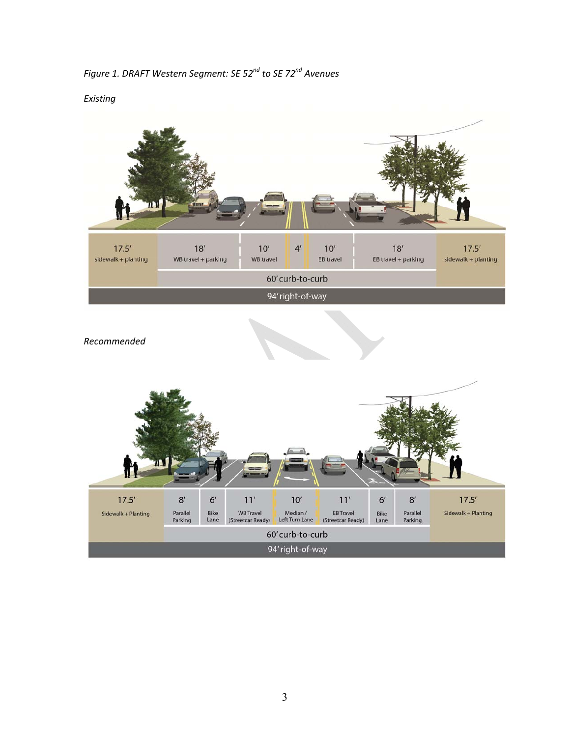*Figure 1. DRAFT Western Segment: SE 52nd to SE 72nd Avenues*

*Existing*

| 17.5′ sidewalk + planting | 18′ WB travel + parking | 10′ WB travel | 4′ | 10′ EB travel | 18′ EB travel + parking | 17.5′ sidewalk + planting |
|---|---|---|---|---|---|---|
| | 60′ curb-to-curb | | | | | |
| 94′ right-of-way | | | | | | |

*Recommended*

| 17.5′ Sidewalk + Planting | 8′ Parallel Parking | 6′ Bike Lane | 11′ WB Travel (Streetcar Ready) | 10′ Median / Left Turn Lane | 11′ EB Travel (Streetcar Ready) | 6′ Bike Lane | 8′ Parallel Parking | 17.5′ Sidewalk + Planting |
|---|---|---|---|---|---|---|---|---|
| | 60′ curb-to-curb | | | | | | | |
| 94′ right-of-way | | | | | | | | |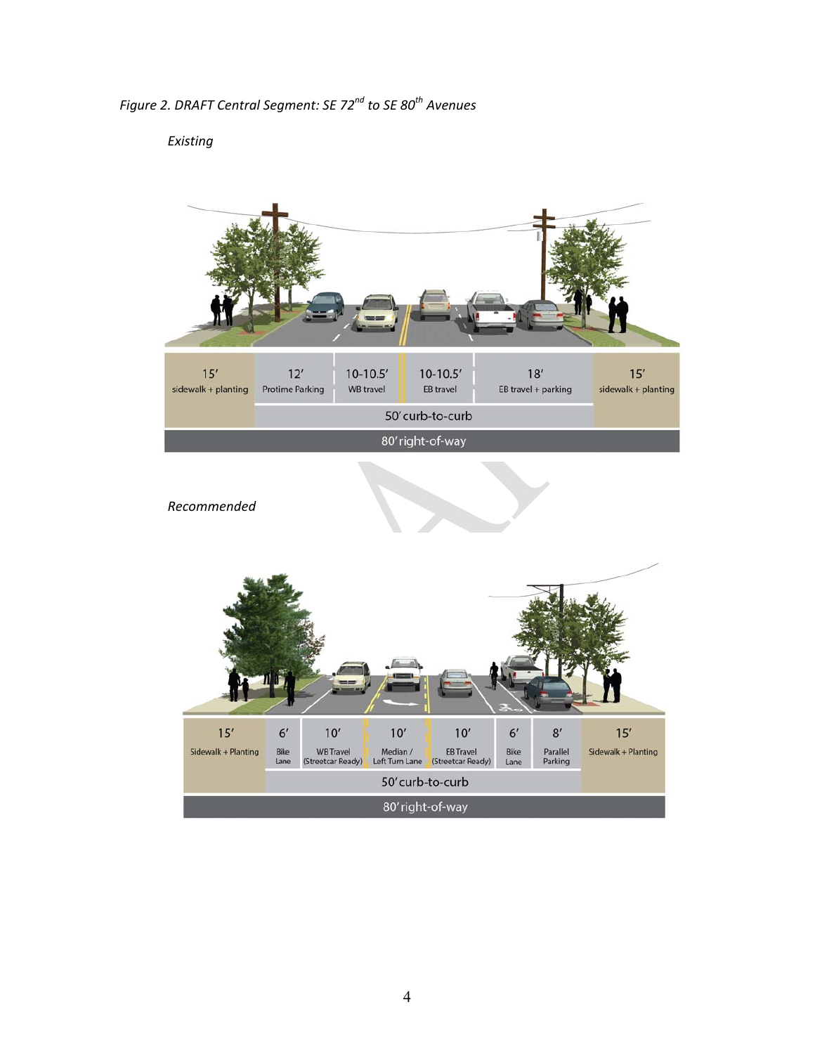*Figure 2. DRAFT Central Segment: SE 72nd to SE 80th Avenues*

*Existing*

| 15′ sidewalk + planting | 12′ Protime Parking | 10-10.5′ WB travel | 10-10.5′ EB travel | 18′ EB travel + parking | 15′ sidewalk + planting |
|---|---|---|---|---|---|
| | 50′ curb-to-curb | | | | |
| 80′ right-of-way | | | | | |

*Recommended*

| 15′ Sidewalk + Planting | 6′ Bike Lane | 10′ WB Travel (Streetcar Ready) | 10′ Median / Left Turn Lane | 10′ EB Travel (Streetcar Ready) | 6′ Bike Lane | 8′ Parallel Parking | 15′ Sidewalk + Planting |
|---|---|---|---|---|---|---|---|
| | 50′ curb-to-curb | | | | | | |
| 80′ right-of-way | | | | | | | |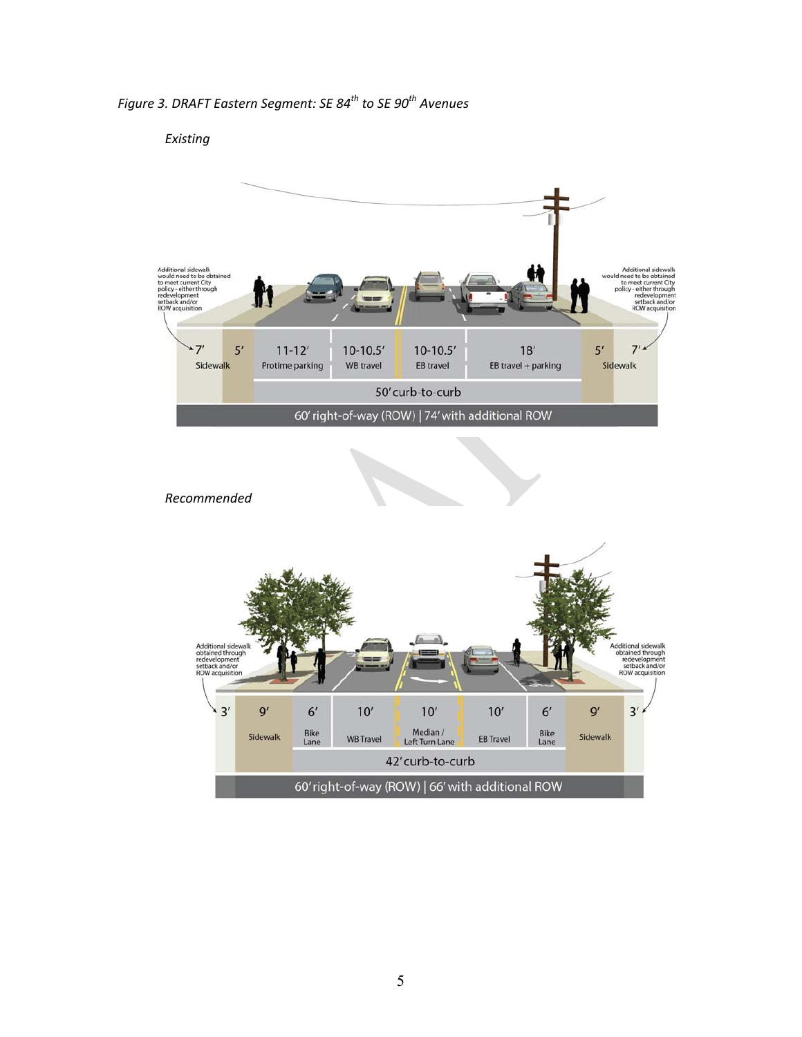*Figure 3. DRAFT Eastern Segment: SE 84th to SE 90th Avenues*

*Existing*

Additional sidewalk would need to be obtained to meet current City policy - either through redevelopment setback and/or ROW acquisition

Additional sidewalk would need to be obtained to meet current City policy - either through redevelopment setback and/or ROW acquisition

7′ 5′ Sidewalk

11-12′ Protime parking

10-10.5′ WB travel

10-10.5′ EB travel

18′ EB travel + parking

5′ 7′ Sidewalk

50′ curb-to-curb

60′ right-of-way (ROW) | 74′ with additional ROW

*Recommended*

Additional sidewalk obtained through redevelopment setback and/or ROW acquisition

Additional sidewalk obtained through redevelopment setback and/or ROW acquisition

3′

9′ Sidewalk

6′ Bike Lane

10′ WB Travel

10′ Median / Left Turn Lane

10′ EB Travel

6′ Bike Lane

9′ Sidewalk

3′

42′ curb-to-curb

60′ right-of-way (ROW) | 66′ with additional ROW